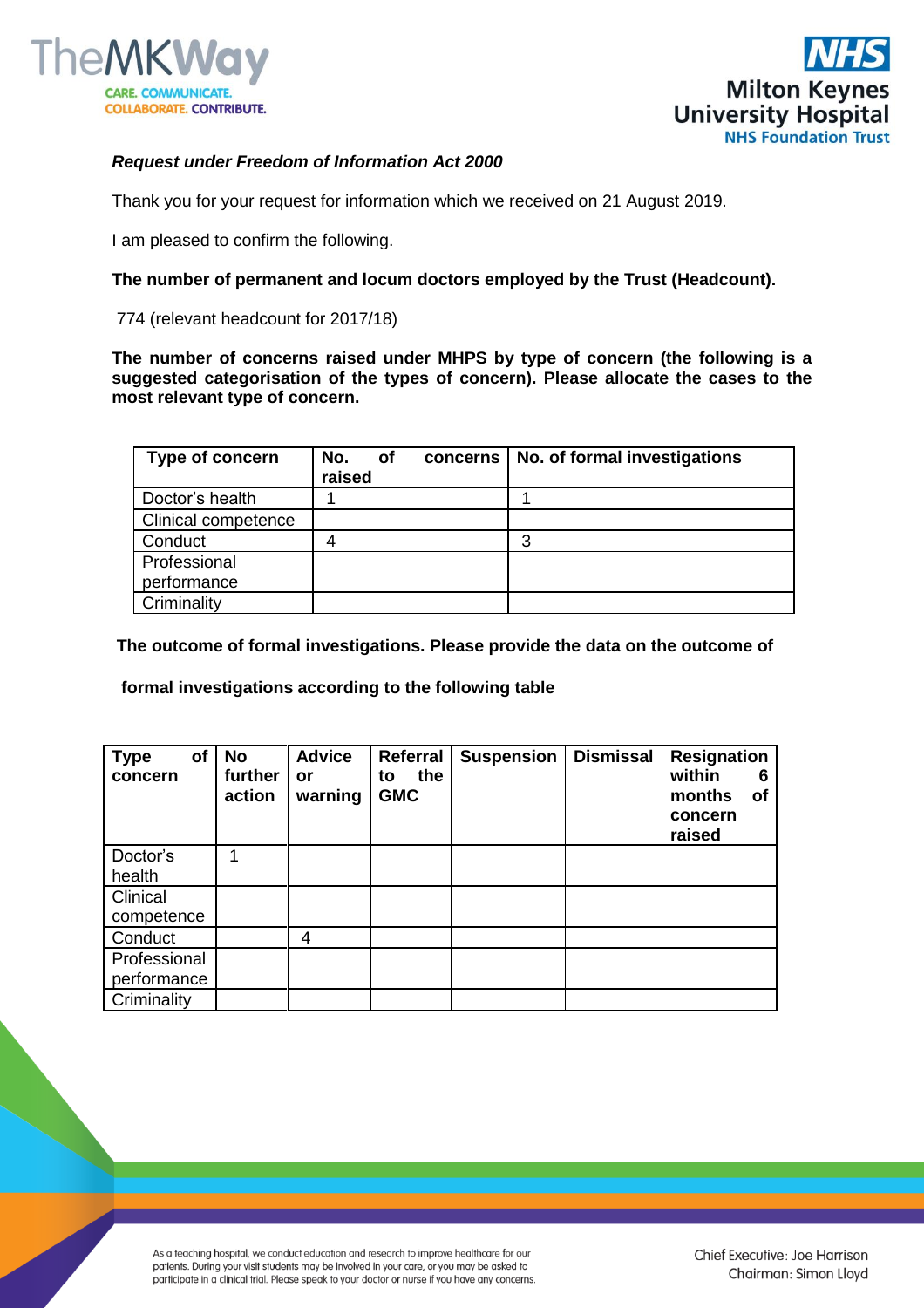*Request under Freedom of Information Act 2000*

Thank you for your request for information which we received on 21 August 2019.

I am pleased to confirm the following.

**The number of permanent and locum doctors employed by the Trust (Headcount).**

774 (relevant headcount for 2017/18)

**The number of concerns raised under MHPS by type of concern (the following is a suggested categorisation of the types of concern). Please allocate the cases to the most relevant type of concern.**

| Type of concern | No. of concerns raised | No. of formal investigations |
|---|---|---|
| Doctor's health | 1 | 1 |
| Clinical competence | | |
| Conduct | 4 | 3 |
| Professional performance | | |
| Criminality | | |

**The outcome of formal investigations. Please provide the data on the outcome of formal investigations according to the following table**

| Type of concern | No further action | Advice or warning | Referral to the GMC | Suspension | Dismissal | Resignation within 6 months of concern raised |
|---|---|---|---|---|---|---|
| Doctor's health | 1 | | | | | |
| Clinical competence | | | | | | |
| Conduct | | 4 | | | | |
| Professional performance | | | | | | |
| Criminality | | | | | | |

As a teaching hospital, we conduct education and research to improve healthcare for our patients. During your visit students may be involved in your care, or you may be asked to participate in a clinical trial. Please speak to your doctor or nurse if you have any concerns.

Chief Executive: Joe Harrison
Chairman: Simon Lloyd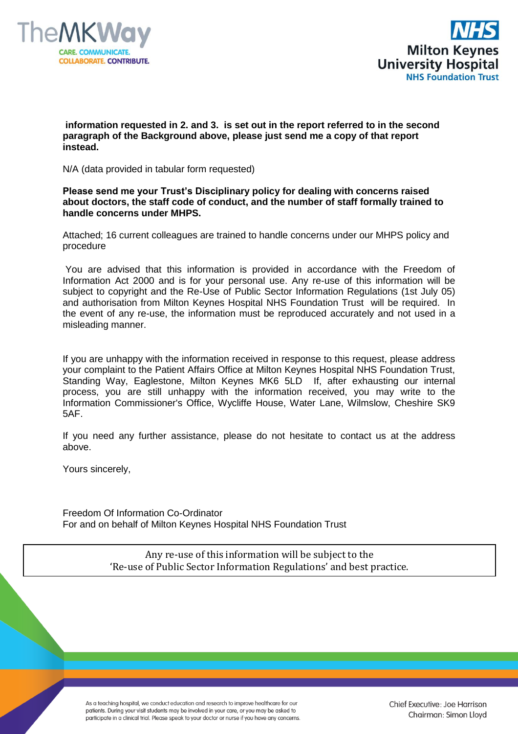**information requested in 2. and 3. is set out in the report referred to in the second paragraph of the Background above, please just send me a copy of that report instead.**

N/A (data provided in tabular form requested)

**Please send me your Trust's Disciplinary policy for dealing with concerns raised about doctors, the staff code of conduct, and the number of staff formally trained to handle concerns under MHPS.**

Attached; 16 current colleagues are trained to handle concerns under our MHPS policy and procedure

You are advised that this information is provided in accordance with the Freedom of Information Act 2000 and is for your personal use. Any re-use of this information will be subject to copyright and the Re-Use of Public Sector Information Regulations (1st July 05) and authorisation from Milton Keynes Hospital NHS Foundation Trust will be required. In the event of any re-use, the information must be reproduced accurately and not used in a misleading manner.

If you are unhappy with the information received in response to this request, please address your complaint to the Patient Affairs Office at Milton Keynes Hospital NHS Foundation Trust, Standing Way, Eaglestone, Milton Keynes MK6 5LD If, after exhausting our internal process, you are still unhappy with the information received, you may write to the Information Commissioner's Office, Wycliffe House, Water Lane, Wilmslow, Cheshire SK9 5AF.

If you need any further assistance, please do not hesitate to contact us at the address above.

Yours sincerely,

Freedom Of Information Co-Ordinator
For and on behalf of Milton Keynes Hospital NHS Foundation Trust

Any re-use of this information will be subject to the 'Re-use of Public Sector Information Regulations' and best practice.